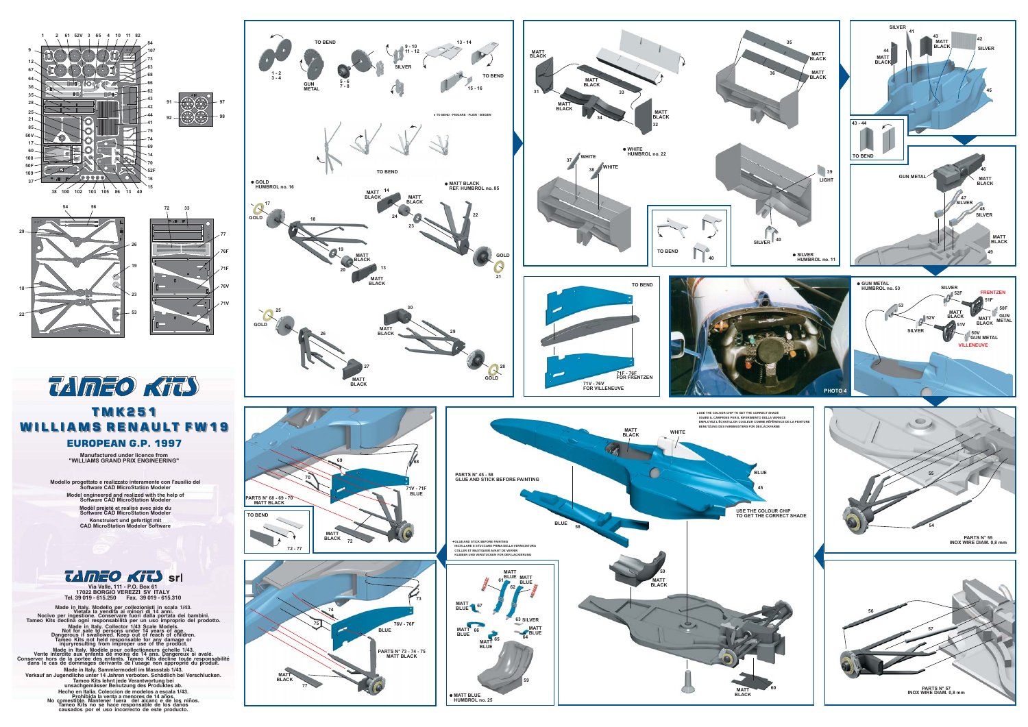# TAMEO KITS

## TMK251

## WILLIAMS RENAULT FW19

### EUROPEAN G.P. 1997

Manufactured under licence from "WILLIAMS GRAND PRIX ENGINEERING"

Modello progettato e realizzato interamente con l'ausilio del Software CAD MicroStation Modeler

Model engineered and realized with the help of Software CAD MicroStation Modeler

Modèl prejeté et realisé avec aide du Software CAD MicroStation Modeler

Konstruiert und gefertigt mit CAD MicroStation Modeler Software

## TAMEO KITS srl

Via Valle, 111 - P.O. Box 61
17022 BORGIO VEREZZI SV ITALY
Tel. 39 019 - 615.250 Fax. 39 019 - 615.310

Made in Italy. Modello per collezionisti in scala 1/43. Vietata la vendita ai minori di 14 anni. Nocivo per ingestione. Conservare fuori dalla portata dei bambini. Tameo Kits declina ogni responsabilità per un uso improprio del prodotto.

Made in Italy. Collector 1/43 Scale Models. Not for sale to persons under 14 years of age. Dangerous if swallowed. Keep out of reach of children. Tameo Kits not held responsable for any damage or injuryresulting from improper use of the product.

Made in Italy. Modèle pour collectionneurs échelle 1/43. Vente interdite aux enfants de moins de 14 ans. Dangereux si avalé. Conserver hors de la portée des enfants. Tameo Kits décline toute responsabilité dans le cas de dommages dérivants de l'usage non approprié du produit.

Made in Italy. Sammlermodell im Massstab 1/43. Verkauf an Jugendliche unter 14 Jahren verboten. Schädlich bei Verschlucken. Tameo Kits lehnt jede Verantwortung bei unsachgemässer Benutzung des Produktes ab.

Hecho en Italia. Coleccion de modelos a escala 1/43. Prohibida la venta a menores de 14 años. No comestible. Mantener fuera del alcanc e de los niños. Tameo Kits no se hace responsable de los daños causados por el uso incorrecto de este producto.

---

1 - 2, 3 - 4 · GUN METAL · 5 - 6, 7 - 8 · TO BEND · 9 - 10, 11 - 12 SILVER · 13 - 14 · TO BEND · 15 - 16

● TO BEND - PIEGARE - PLIER - BIEGEN

TO BEND

● GOLD HUMBROL no. 16

● MATT BLACK REF. HUMBROL no. 85

17 GOLD · 18 · 19 · 20 MATT BLACK · 13 MATT BLACK · 14 MATT BLACK · 24 · 23 · 22 · 21 GOLD

25 GOLD · 26 · 27 MATT BLACK · 30 MATT BLACK · 29 · 28 GOLD

31 MATT BLACK · 33 MATT BLACK · 34 MATT BLACK · 32 MATT BLACK · 35 MATT BLACK · 36 MATT BLACK

● WHITE HUMBROL no. 22

37 WHITE · 38 WHITE · 39 LIGHT · 40 SILVER

TO BEND · 40

● SILVER HUMBROL no. 11

SILVER · 41 · 43 MATT BLACK · 42 SILVER · 44 MATT BLACK · 45

43 - 44 TO BEND

GUN METAL · 46 MATT BLACK · 47 SILVER · 48 SILVER · MATT BLACK · 49

TO BEND

71F - 76F FOR FRENTZEN

71V - 76V FOR VILLENEUVE

PHOTO 4

● GUN METAL HUMBROL no. 53

53 · SILVER 52F · FRENTZEN · 51F · 50F GUN METAL · MATT BLACK · 52V SILVER · MATT BLACK 51V · MATT BLACK · 50V GUN METAL · VILLENEUVE

69 · 70 · 68 · 71V - 71F BLUE · PARTS N° 68 - 69 - 70 MATT BLACK

TO BEND · 72 - 77 · MATT BLACK 72

● USE THE COLOUR CHIP TO GET THE CORRECT SHADE
USARE IL CAMPIONE PER IL RIFERIMENTO DELLA VERNICE
EMPLOYEZ L'ÉCHANTILLON COULEUR COMME RÉFÉRENCE DE LA PEINTURE
BENUTZUNG DES FARBMUSTERS FÜR DEN LACKFARBE

PARTS N° 45 - 58 GLUE AND STICK BEFORE PAINTING

MATT BLACK · WHITE · BLUE · 45 · BLUE 58

USE THE COLOUR CHIP TO GET THE CORRECT SHADE

● GLUE AND STICK BEFORE PAINTING
INCOLLARE E STUCCARE PRIMA DELLA VERNICIATURA
COLLER ET MASTIQUER AVANT DE VERNIR
KLEBEN UND VERSTUCKEN VOR DER LACKIERUNG

55 · 54 · PARTS N° 55 INOX WIRE DIAM. 0,8 mm

74 · 73 · 75 · 76V - 76F BLUE · PARTS N° 73 - 74 - 75 MATT BLACK · MATT BLACK 77

MATT BLUE 61 · 62 MATT BLUE · MATT BLUE 67 · 63 SILVER · MATT BLUE 66 · MATT BLUE 65 · MATT BLUE 64 · 59

● MATT BLUE HUMBROL no. 25

59 MATT BLACK · 60 MATT BLACK

56 · 57 · PARTS N° 57 INOX WIRE DIAM. 0,8 mm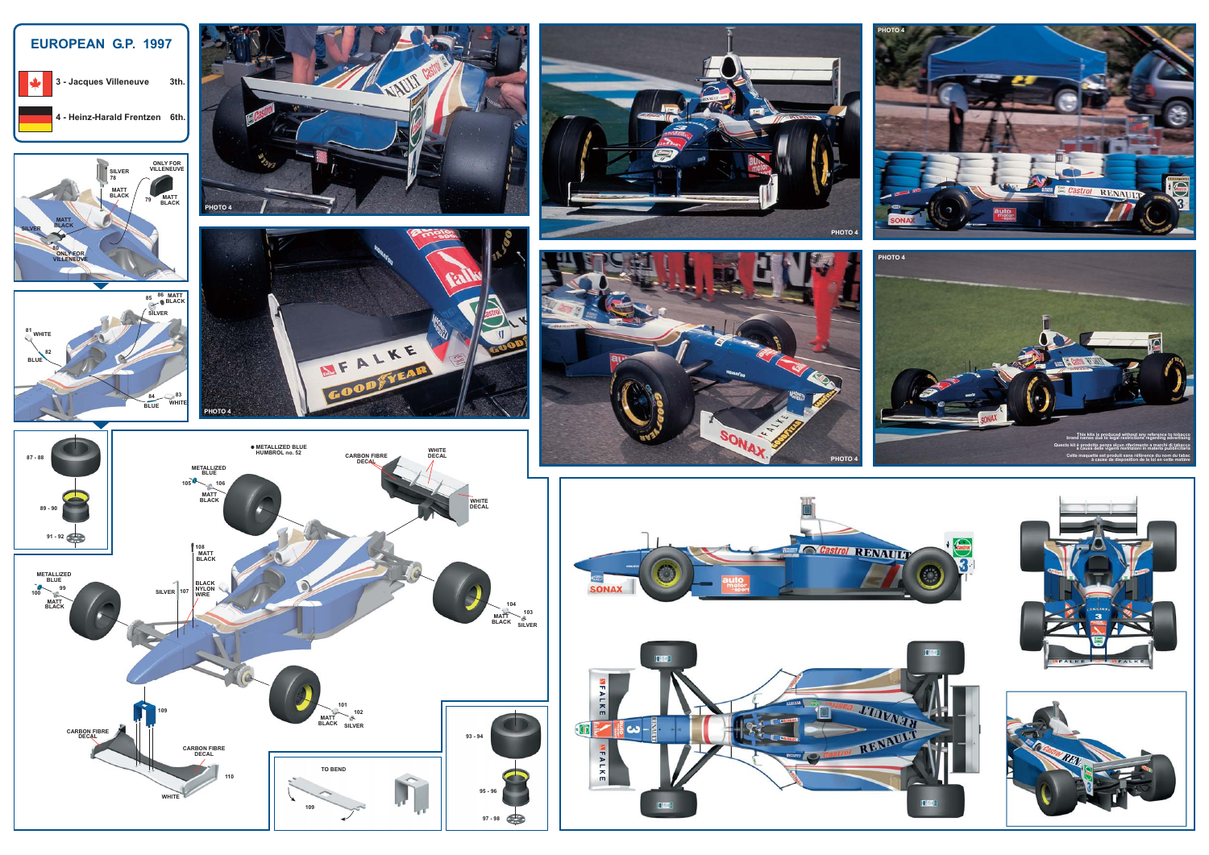## EUROPEAN G.P. 1997

3 - Jacques Villeneuve 3th.

4 - Heinz-Harald Frentzen 6th.

SILVER 78

ONLY FOR VILLENEUVE

MATT BLACK

79 MATT BLACK

MATT BLACK

SILVER

80 ONLY FOR VILLENEUVE

85 86 MATT BLACK

SILVER

81 WHITE

82 BLUE

84 BLUE

83 WHITE

87 - 88

89 - 90

91 - 92

● METALLIZED BLUE HUMBROL no. 52

METALLIZED BLUE

105 106

MATT BLACK

CARBON FIBRE DECAL

WHITE DECAL

WHITE DECAL

108 MATT BLACK

METALLIZED BLUE

99

100

MATT BLACK

SILVER 107

BLACK NYLON WIRE

104

103

MATT BLACK

SILVER

109

101

102

MATT BLACK

SILVER

CARBON FIBRE DECAL

CARBON FIBRE DECAL

110

WHITE

TO BEND

109

93 - 94

95 - 96

97 - 98

PHOTO 4

PHOTO 4

PHOTO 4

PHOTO 4

PHOTO 4

PHOTO 4

This kits is produced without any reference to tobacco brand names due to legal restrictions regarding advertising

Questo kit è prodotto senza alcun riferimento a marchi di tabacco a causa delle vigenti restrizioni in materia pubblicitaria

Cette maquette est produit sans référence du nom du tabac à cause de disposition de la loi en cette matière